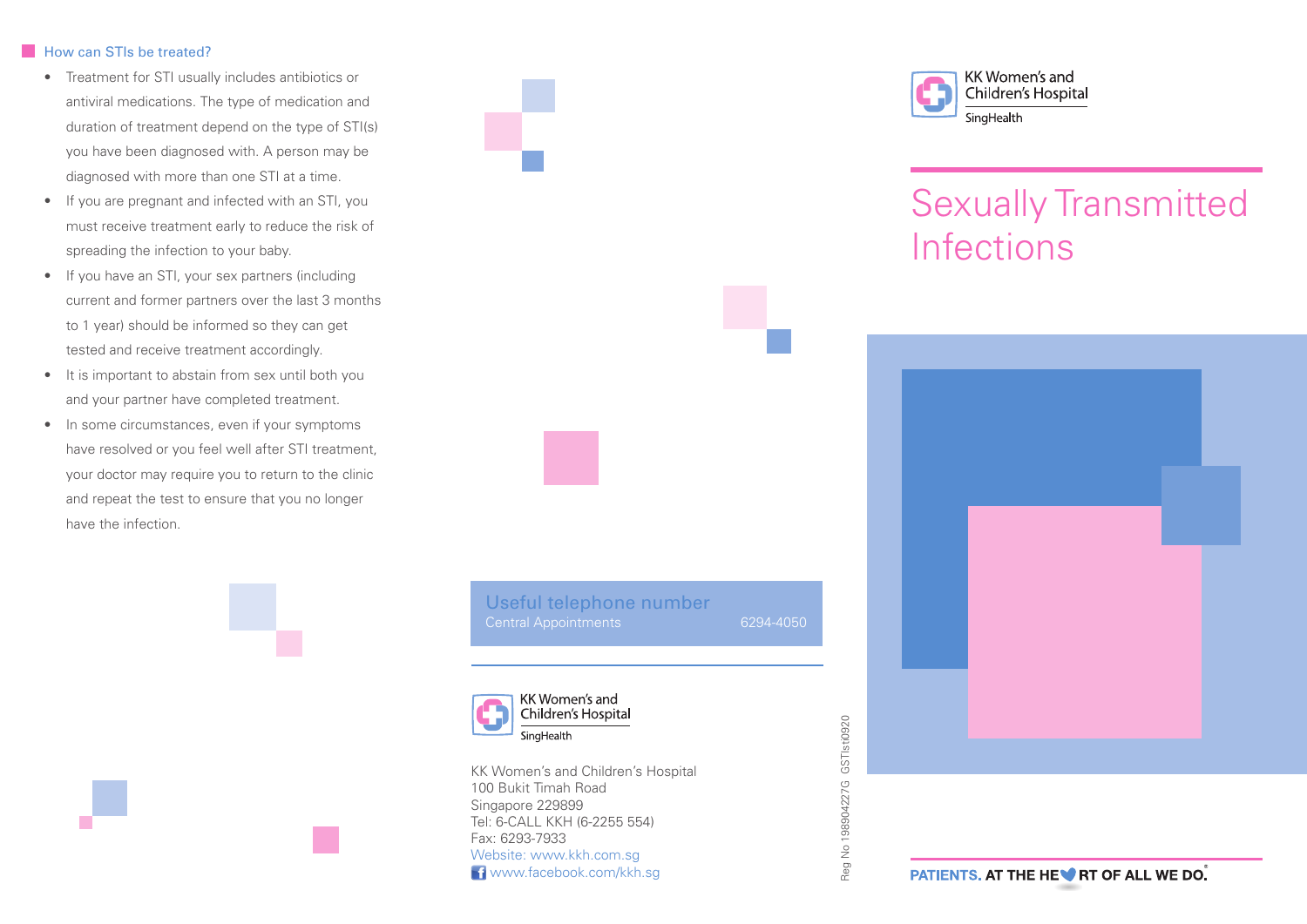## How can STIs be treated?

- Treatment for STI usually includes antibiotics or antiviral medications. The type of medication and duration of treatment depend on the type of STI(s) you have been diagnosed with. A person may be diagnosed with more than one STI at a time.
- If you are pregnant and infected with an STI, you must receive treatment early to reduce the risk of spreading the infection to your baby.
- If you have an STI, your sex partners (including current and former partners over the last 3 months to 1 year) should be informed so they can get tested and receive treatment accordingly.
- It is important to abstain from sex until both you and your partner have completed treatment.
- In some circumstances, even if your symptoms have resolved or you feel well after STI treatment, your doctor may require you to return to the clinic and repeat the test to ensure that you no longer have the infection.

### Useful telephone number

Central Appointments 6294-4050

KK Women's and Children's Hospital
SingHealth

KK Women's and Children's Hospital
100 Bukit Timah Road
Singapore 229899
Tel: 6-CALL KKH (6-2255 554)
Fax: 6293-7933
Website: www.kkh.com.sg
www.facebook.com/kkh.sg

Reg No 198904227G GSTIsti0920

KK Women's and Children's Hospital
SingHealth

# Sexually Transmitted Infections

**PATIENTS. AT THE HEART OF ALL WE DO.**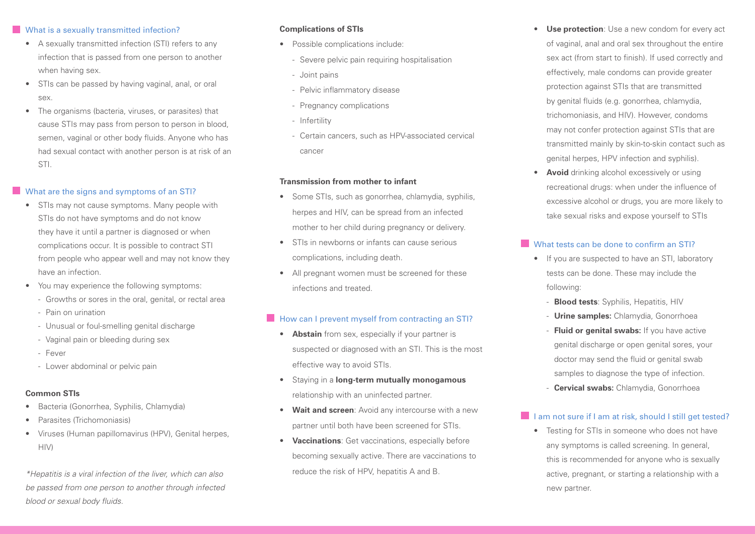## What is a sexually transmitted infection?

- A sexually transmitted infection (STI) refers to any infection that is passed from one person to another when having sex.
- STIs can be passed by having vaginal, anal, or oral sex.
- The organisms (bacteria, viruses, or parasites) that cause STIs may pass from person to person in blood, semen, vaginal or other body fluids. Anyone who has had sexual contact with another person is at risk of an STI.

## What are the signs and symptoms of an STI?

- STIs may not cause symptoms. Many people with STIs do not have symptoms and do not know they have it until a partner is diagnosed or when complications occur. It is possible to contract STI from people who appear well and may not know they have an infection.
- You may experience the following symptoms:
  - Growths or sores in the oral, genital, or rectal area
  - Pain on urination
  - Unusual or foul-smelling genital discharge
  - Vaginal pain or bleeding during sex
  - Fever
  - Lower abdominal or pelvic pain

**Common STIs**

- Bacteria (Gonorrhea, Syphilis, Chlamydia)
- Parasites (Trichomoniasis)
- Viruses (Human papillomavirus (HPV), Genital herpes, HIV)

*\*Hepatitis is a viral infection of the liver, which can also be passed from one person to another through infected blood or sexual body fluids.*

**Complications of STIs**

- Possible complications include:
  - Severe pelvic pain requiring hospitalisation
  - Joint pains
  - Pelvic inflammatory disease
  - Pregnancy complications
  - Infertility
  - Certain cancers, such as HPV-associated cervical cancer

**Transmission from mother to infant**

- Some STIs, such as gonorrhea, chlamydia, syphilis, herpes and HIV, can be spread from an infected mother to her child during pregnancy or delivery.
- STIs in newborns or infants can cause serious complications, including death.
- All pregnant women must be screened for these infections and treated.

## How can I prevent myself from contracting an STI?

- **Abstain** from sex, especially if your partner is suspected or diagnosed with an STI. This is the most effective way to avoid STIs.
- Staying in a **long-term mutually monogamous** relationship with an uninfected partner.
- **Wait and screen**: Avoid any intercourse with a new partner until both have been screened for STIs.
- **Vaccinations**: Get vaccinations, especially before becoming sexually active. There are vaccinations to reduce the risk of HPV, hepatitis A and B.
- **Use protection**: Use a new condom for every act of vaginal, anal and oral sex throughout the entire sex act (from start to finish). If used correctly and effectively, male condoms can provide greater protection against STIs that are transmitted by genital fluids (e.g. gonorrhea, chlamydia, trichomoniasis, and HIV). However, condoms may not confer protection against STIs that are transmitted mainly by skin-to-skin contact such as genital herpes, HPV infection and syphilis).
- **Avoid** drinking alcohol excessively or using recreational drugs: when under the influence of excessive alcohol or drugs, you are more likely to take sexual risks and expose yourself to STIs

## What tests can be done to confirm an STI?

- If you are suspected to have an STI, laboratory tests can be done. These may include the following:
  - **Blood tests**: Syphilis, Hepatitis, HIV
  - **Urine samples:** Chlamydia, Gonorrhoea
  - **Fluid or genital swabs:** If you have active genital discharge or open genital sores, your doctor may send the fluid or genital swab samples to diagnose the type of infection.
  - **Cervical swabs:** Chlamydia, Gonorrhoea

## I am not sure if I am at risk, should I still get tested?

- Testing for STIs in someone who does not have any symptoms is called screening. In general, this is recommended for anyone who is sexually active, pregnant, or starting a relationship with a new partner.